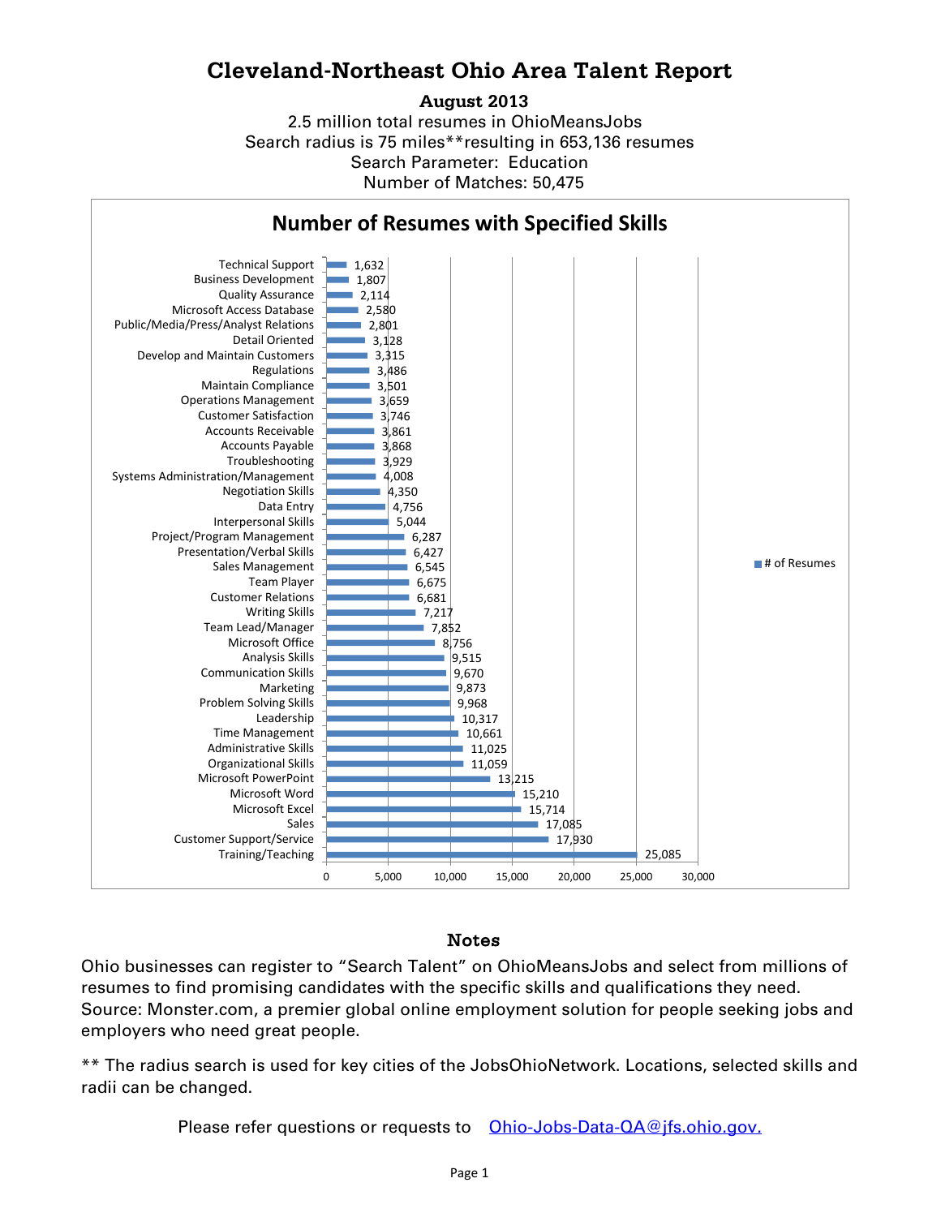# Cleveland-Northeast Ohio Area Talent Report

**August 2013**

2.5 million total resumes in OhioMeansJobs

Search radius is 75 miles**resulting in 653,136 resumes

Search Parameter: Education

Number of Matches: 50,475

## Number of Resumes with Specified Skills

| Skill | # of Resumes |
|---|---|
| Technical Support | 1,632 |
| Business Development | 1,807 |
| Quality Assurance | 2,114 |
| Microsoft Access Database | 2,580 |
| Public/Media/Press/Analyst Relations | 2,801 |
| Detail Oriented | 3,128 |
| Develop and Maintain Customers | 3,315 |
| Regulations | 3,486 |
| Maintain Compliance | 3,501 |
| Operations Management | 3,659 |
| Customer Satisfaction | 3,746 |
| Accounts Receivable | 3,861 |
| Accounts Payable | 3,868 |
| Troubleshooting | 3,929 |
| Systems Administration/Management | 4,008 |
| Negotiation Skills | 4,350 |
| Data Entry | 4,756 |
| Interpersonal Skills | 5,044 |
| Project/Program Management | 6,287 |
| Presentation/Verbal Skills | 6,427 |
| Sales Management | 6,545 |
| Team Player | 6,675 |
| Customer Relations | 6,681 |
| Writing Skills | 7,217 |
| Team Lead/Manager | 7,852 |
| Microsoft Office | 8,756 |
| Analysis Skills | 9,515 |
| Communication Skills | 9,670 |
| Marketing | 9,873 |
| Problem Solving Skills | 9,968 |
| Leadership | 10,317 |
| Time Management | 10,661 |
| Administrative Skills | 11,025 |
| Organizational Skills | 11,059 |
| Microsoft PowerPoint | 13,215 |
| Microsoft Word | 15,210 |
| Microsoft Excel | 15,714 |
| Sales | 17,085 |
| Customer Support/Service | 17,930 |
| Training/Teaching | 25,085 |

### Notes

Ohio businesses can register to “Search Talent” on OhioMeansJobs and select from millions of resumes to find promising candidates with the specific skills and qualifications they need. Source: Monster.com, a premier global online employment solution for people seeking jobs and employers who need great people.

** The radius search is used for key cities of the JobsOhioNetwork. Locations, selected skills and radii can be changed.

Please refer questions or requests to Ohio-Jobs-Data-QA@jfs.ohio.gov.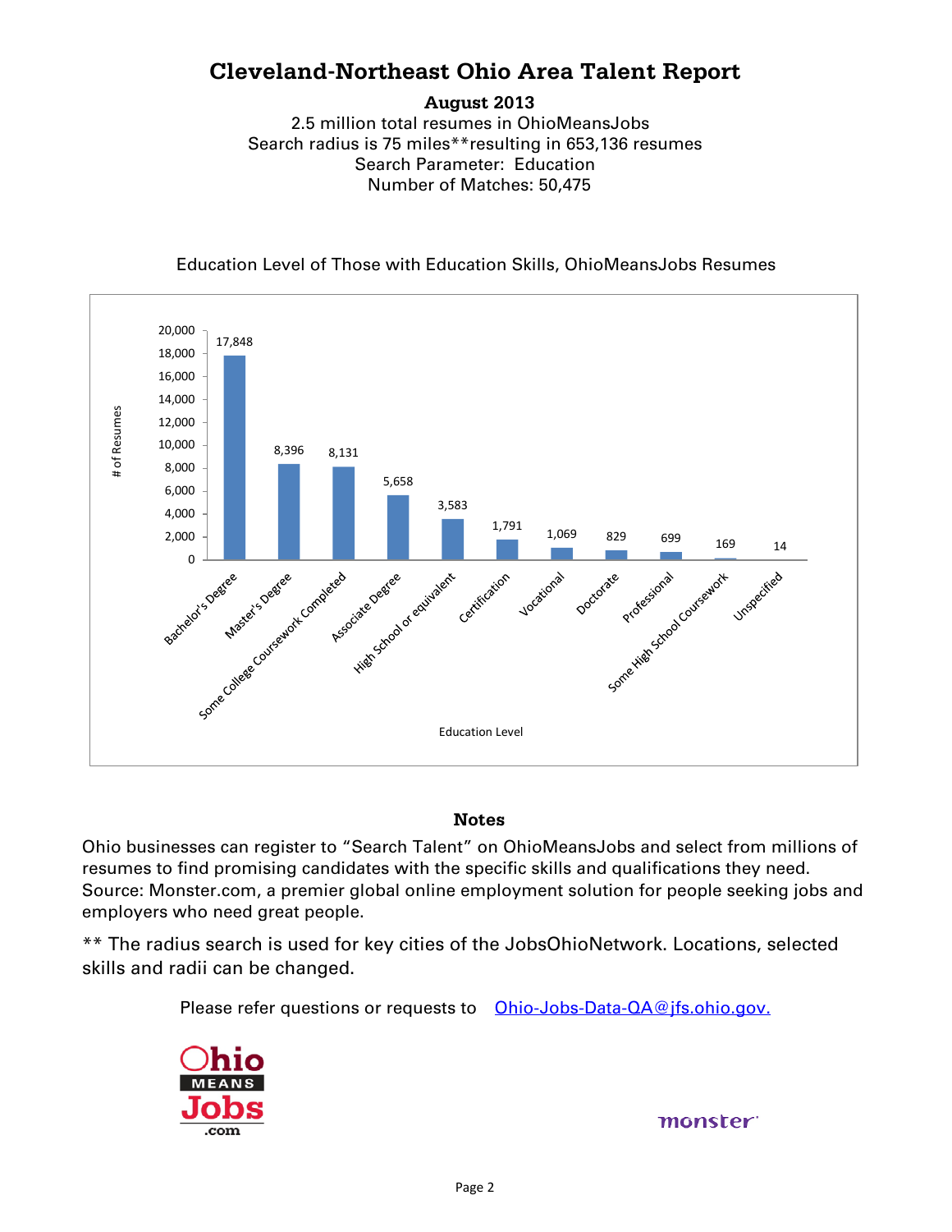# Cleveland-Northeast Ohio Area Talent Report

**August 2013**

2.5 million total resumes in OhioMeansJobs
Search radius is 75 miles**resulting in 653,136 resumes
Search Parameter: Education
Number of Matches: 50,475

Education Level of Those with Education Skills, OhioMeansJobs Resumes

# of Resumes

20,000
18,000
16,000
14,000
12,000
10,000
8,000
6,000
4,000
2,000
0

17,848
8,396
8,131
5,658
3,583
1,791
1,069
829
699
169
14

Bachelor's Degree
Master's Degree
Some College Coursework Completed
Associate Degree
High School or equivalent
Certification
Vocational
Doctorate
Professional
Some High School Coursework
Unspecified

Education Level

## Notes

Ohio businesses can register to "Search Talent" on OhioMeansJobs and select from millions of resumes to find promising candidates with the specific skills and qualifications they need. Source: Monster.com, a premier global online employment solution for people seeking jobs and employers who need great people.

** The radius search is used for key cities of the JobsOhioNetwork. Locations, selected skills and radii can be changed.

Please refer questions or requests to [Ohio-Jobs-Data-QA@jfs.ohio.gov.](mailto:Ohio-Jobs-Data-QA@jfs.ohio.gov)